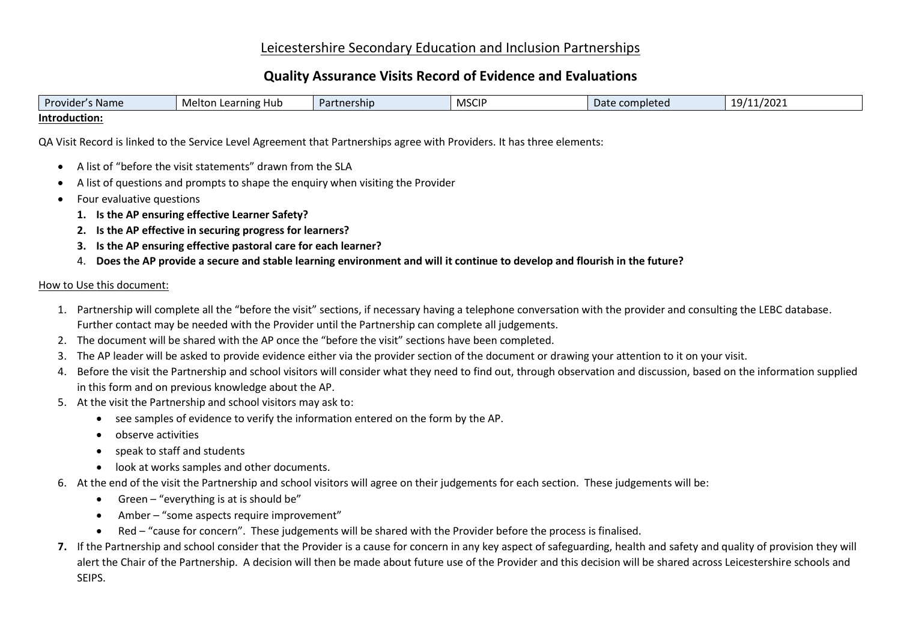# Leicestershire Secondary Education and Inclusion Partnerships

## Quality Assurance Visits Record of Evidence and Evaluations

| Provider's Name | Melton Learning Hub | Partnership | MSCIP | Date completed | 19/11/2021 |
|---|---|---|---|---|---|

**Introduction:**

QA Visit Record is linked to the Service Level Agreement that Partnerships agree with Providers. It has three elements:

- A list of "before the visit statements" drawn from the SLA
- A list of questions and prompts to shape the enquiry when visiting the Provider
- Four evaluative questions
  1. **Is the AP ensuring effective Learner Safety?**
  2. **Is the AP effective in securing progress for learners?**
  3. **Is the AP ensuring effective pastoral care for each learner?**
  4. **Does the AP provide a secure and stable learning environment and will it continue to develop and flourish in the future?**

How to Use this document:

1. Partnership will complete all the "before the visit" sections, if necessary having a telephone conversation with the provider and consulting the LEBC database. Further contact may be needed with the Provider until the Partnership can complete all judgements.
2. The document will be shared with the AP once the "before the visit" sections have been completed.
3. The AP leader will be asked to provide evidence either via the provider section of the document or drawing your attention to it on your visit.
4. Before the visit the Partnership and school visitors will consider what they need to find out, through observation and discussion, based on the information supplied in this form and on previous knowledge about the AP.
5. At the visit the Partnership and school visitors may ask to:
   - see samples of evidence to verify the information entered on the form by the AP.
   - observe activities
   - speak to staff and students
   - look at works samples and other documents.
6. At the end of the visit the Partnership and school visitors will agree on their judgements for each section. These judgements will be:
   - Green – "everything is at is should be"
   - Amber – "some aspects require improvement"
   - Red – "cause for concern". These judgements will be shared with the Provider before the process is finalised.
7. If the Partnership and school consider that the Provider is a cause for concern in any key aspect of safeguarding, health and safety and quality of provision they will alert the Chair of the Partnership. A decision will then be made about future use of the Provider and this decision will be shared across Leicestershire schools and SEIPS.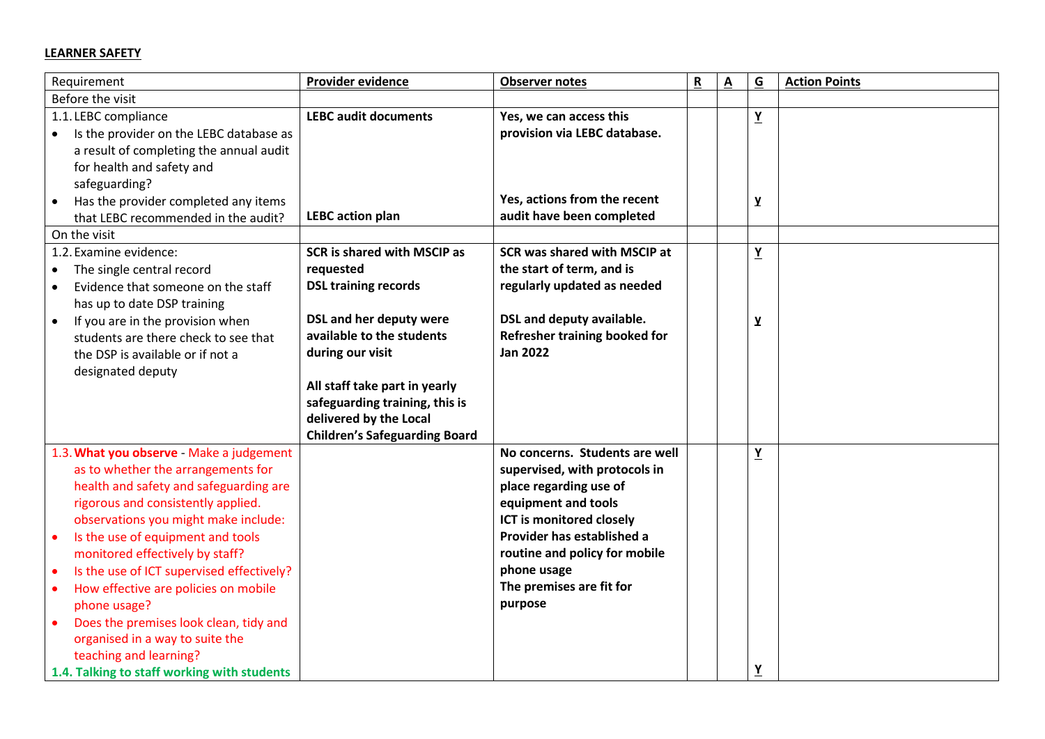**LEARNER SAFETY**

| Requirement | **Provider evidence** | **Observer notes** | **R** | **A** | **G** | **Action Points** |
|---|---|---|---|---|---|---|
| Before the visit | | | | | | |
| 1.1. LEBC compliance<br>• Is the provider on the LEBC database as a result of completing the annual audit for health and safety and safeguarding?<br>• Has the provider completed any items that LEBC recommended in the audit? | **LEBC audit documents**<br><br>**LEBC action plan** | **Yes, we can access this provision via LEBC database.**<br><br>**Yes, actions from the recent audit have been completed** | | | **Y**<br><br>**y** | |
| On the visit | | | | | | |
| 1.2. Examine evidence:<br>• The single central record<br>• Evidence that someone on the staff has up to date DSP training<br>• If you are in the provision when students are there check to see that the DSP is available or if not a designated deputy | **SCR is shared with MSCIP as requested**<br>**DSL training records**<br><br>**DSL and her deputy were available to the students during our visit**<br><br>**All staff take part in yearly safeguarding training, this is delivered by the Local Children's Safeguarding Board** | **SCR was shared with MSCIP at the start of term, and is regularly updated as needed**<br><br>**DSL and deputy available. Refresher training booked for Jan 2022** | | | **Y**<br><br>**y** | |
| 1.3. **What you observe** - Make a judgement as to whether the arrangements for health and safety and safeguarding are rigorous and consistently applied. observations you might make include:<br>• Is the use of equipment and tools monitored effectively by staff?<br>• Is the use of ICT supervised effectively?<br>• How effective are policies on mobile phone usage?<br>• Does the premises look clean, tidy and organised in a way to suite the teaching and learning?<br>**1.4. Talking to staff working with students** | | **No concerns. Students are well supervised, with protocols in place regarding use of equipment and tools**<br>**ICT is monitored closely**<br>**Provider has established a routine and policy for mobile phone usage**<br>**The premises are fit for purpose** | | | **Y**<br><br>**Y** | |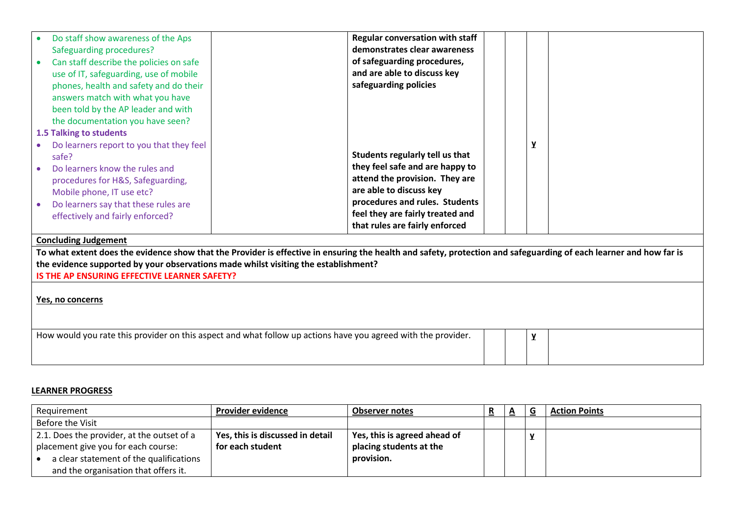| | | | | | | |
|---|---|---|---|---|---|---|
| • Do staff show awareness of the Aps Safeguarding procedures?<br>• Can staff describe the policies on safe use of IT, safeguarding, use of mobile phones, health and safety and do their answers match with what you have been told by the AP leader and with the documentation you have seen?<br>**1.5 Talking to students**<br>• Do learners report to you that they feel safe?<br>• Do learners know the rules and procedures for H&S, Safeguarding, Mobile phone, IT use etc?<br>• Do learners say that these rules are effectively and fairly enforced? | | **Regular conversation with staff demonstrates clear awareness of safeguarding procedures, and are able to discuss key safeguarding policies**<br><br>**Students regularly tell us that they feel safe and are happy to attend the provision. They are are able to discuss key procedures and rules. Students feel they are fairly treated and that rules are fairly enforced** | | | **y** | |

**Concluding Judgement**

**To what extent does the evidence show that the Provider is effective in ensuring the health and safety, protection and safeguarding of each learner and how far is the evidence supported by your observations made whilst visiting the establishment?**

**IS THE AP ENSURING EFFECTIVE LEARNER SAFETY?**

**Yes, no concerns**

| | | | | |
|---|---|---|---|---|
| How would you rate this provider on this aspect and what follow up actions have you agreed with the provider. | | | **y** | |

**LEARNER PROGRESS**

| Requirement | Provider evidence | Observer notes | R | A | G | Action Points |
|---|---|---|---|---|---|---|
| Before the Visit | | | | | | |
| 2.1. Does the provider, at the outset of a placement give you for each course:<br>• a clear statement of the qualifications and the organisation that offers it. | **Yes, this is discussed in detail for each student** | **Yes, this is agreed ahead of placing students at the provision.** | | | **y** | |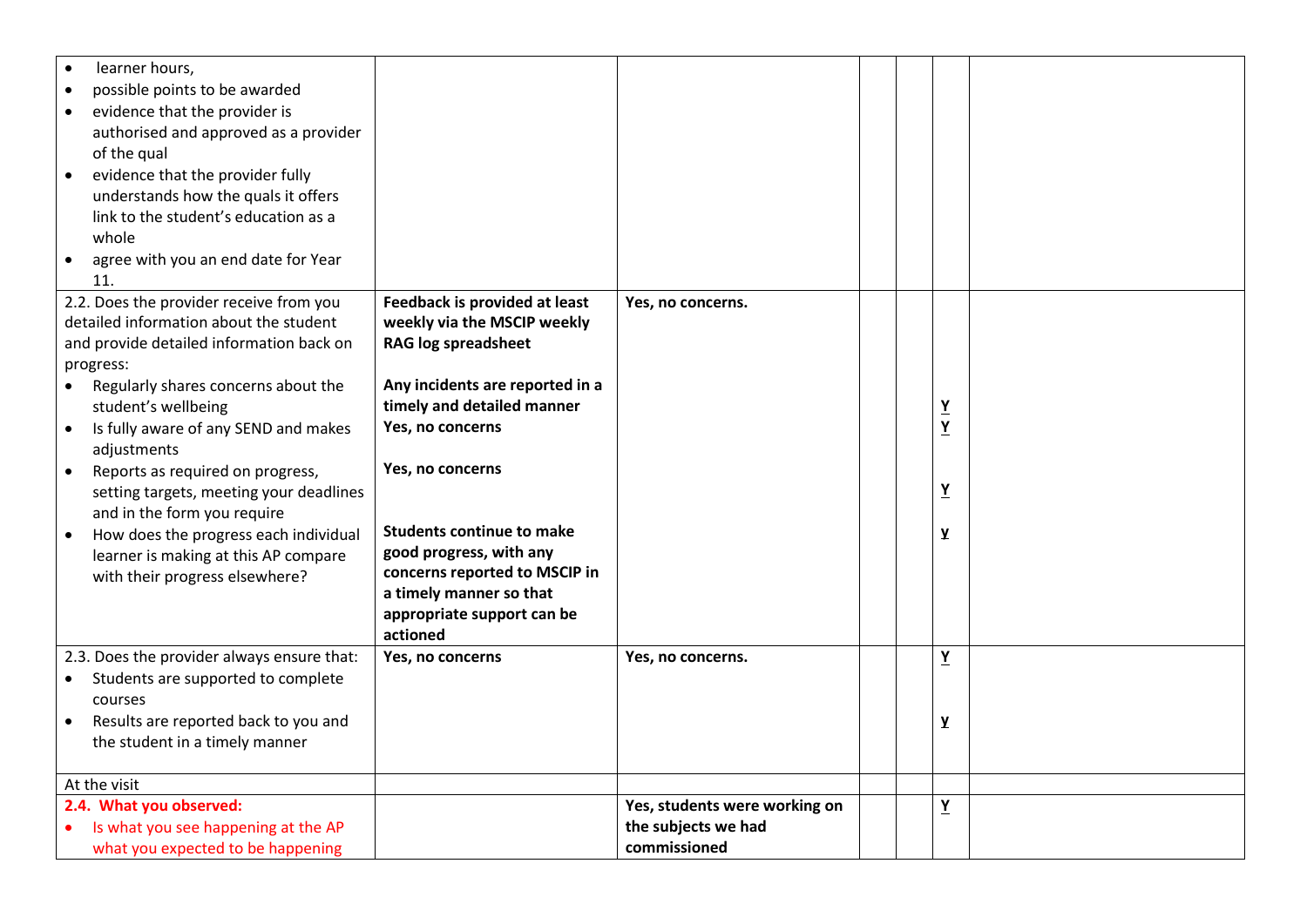| | | | | | | |
|---|---|---|---|---|---|---|
| • learner hours,<br>• possible points to be awarded<br>• evidence that the provider is authorised and approved as a provider of the qual<br>• evidence that the provider fully understands how the quals it offers link to the student's education as a whole<br>• agree with you an end date for Year 11. | | | | | | |
| 2.2. Does the provider receive from you detailed information about the student and provide detailed information back on progress:<br>• Regularly shares concerns about the student's wellbeing<br>• Is fully aware of any SEND and makes adjustments<br>• Reports as required on progress, setting targets, meeting your deadlines and in the form you require<br>• How does the progress each individual learner is making at this AP compare with their progress elsewhere? | **Feedback is provided at least weekly via the MSCIP weekly RAG log spreadsheet**<br><br>**Any incidents are reported in a timely and detailed manner**<br>**Yes, no concerns**<br><br>**Yes, no concerns**<br><br>**Students continue to make good progress, with any concerns reported to MSCIP in a timely manner so that appropriate support can be actioned** | **Yes, no concerns.** | | | **Y**<br>**Y**<br><br>**Y**<br><br>**y** | |
| 2.3. Does the provider always ensure that:<br>• Students are supported to complete courses<br>• Results are reported back to you and the student in a timely manner | **Yes, no concerns** | **Yes, no concerns.** | | | **Y**<br><br>**y** | |
| At the visit | | | | | | |
| **2.4. What you observed:**<br>• Is what you see happening at the AP what you expected to be happening | | **Yes, students were working on the subjects we had commissioned** | | | **Y** | |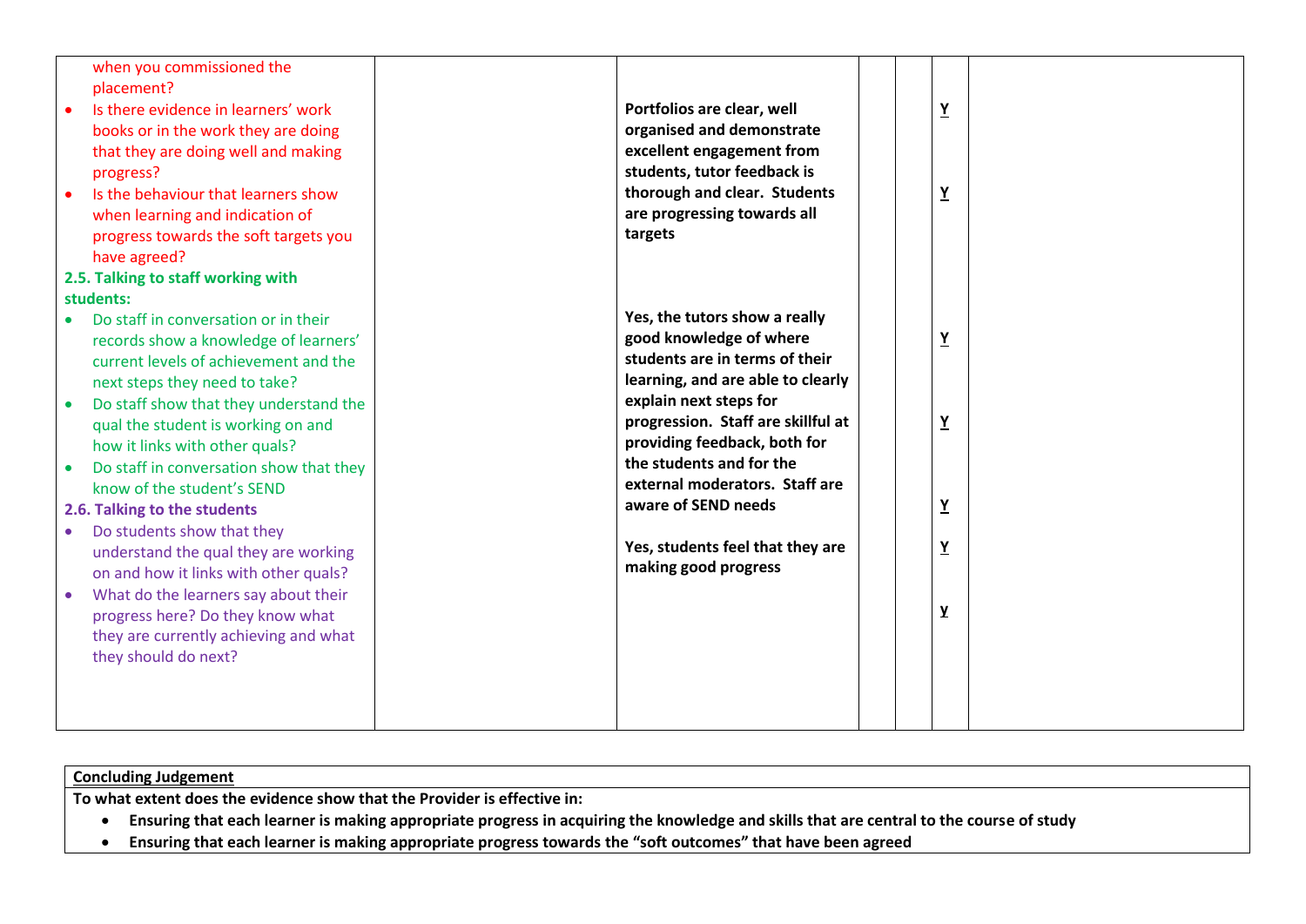| | | | | | | |
|---|---|---|---|---|---|---|
| when you commissioned the placement?<br>• Is there evidence in learners' work books or in the work they are doing that they are doing well and making progress?<br>• Is the behaviour that learners show when learning and indication of progress towards the soft targets you have agreed?<br>**2.5. Talking to staff working with students:**<br>• Do staff in conversation or in their records show a knowledge of learners' current levels of achievement and the next steps they need to take?<br>• Do staff show that they understand the qual the student is working on and how it links with other quals?<br>• Do staff in conversation show that they know of the student's SEND<br>**2.6. Talking to the students**<br>• Do students show that they understand the qual they are working on and how it links with other quals?<br>• What do the learners say about their progress here? Do they know what they are currently achieving and what they should do next? | | **Portfolios are clear, well organised and demonstrate excellent engagement from students, tutor feedback is thorough and clear. Students are progressing towards all targets**<br><br>**Yes, the tutors show a really good knowledge of where students are in terms of their learning, and are able to clearly explain next steps for progression. Staff are skillful at providing feedback, both for the students and for the external moderators. Staff are aware of SEND needs**<br><br>**Yes, students feel that they are making good progress** | | | **Y**<br>**Y**<br>**Y**<br>**Y**<br>**Y**<br>**Y**<br>**y** | |

| **Concluding Judgement** |
|---|
| **To what extent does the evidence show that the Provider is effective in:**<br>• **Ensuring that each learner is making appropriate progress in acquiring the knowledge and skills that are central to the course of study**<br>• **Ensuring that each learner is making appropriate progress towards the "soft outcomes" that have been agreed** |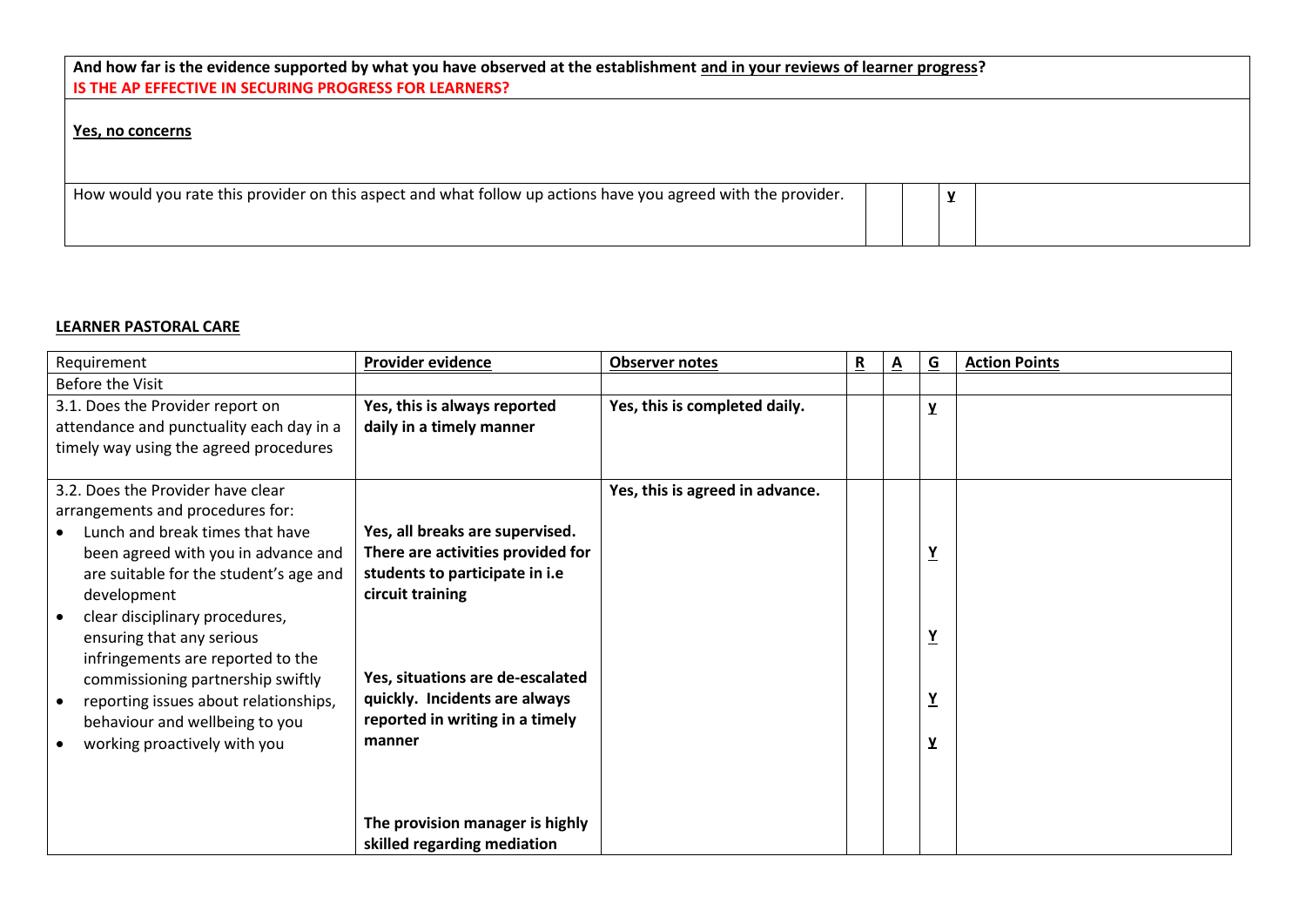| **And how far is the evidence supported by what you have observed at the establishment <u>and in your reviews of learner progress</u>?** **IS THE AP EFFECTIVE IN SECURING PROGRESS FOR LEARNERS?** | | | | |
|---|---|---|---|---|
| **<u>Yes, no concerns</u>** | | | | |
| How would you rate this provider on this aspect and what follow up actions have you agreed with the provider. | | | **<u>y</u>** | |

**<u>LEARNER PASTORAL CARE</u>**

| Requirement | **<u>Provider evidence</u>** | **<u>Observer notes</u>** | **<u>R</u>** | **<u>A</u>** | **<u>G</u>** | **<u>Action Points</u>** |
|---|---|---|---|---|---|---|
| Before the Visit | | | | | | |
| 3.1. Does the Provider report on attendance and punctuality each day in a timely way using the agreed procedures | **Yes, this is always reported daily in a timely manner** | **Yes, this is completed daily.** | | | **<u>y</u>** | |
| 3.2. Does the Provider have clear arrangements and procedures for: | | **Yes, this is agreed in advance.** | | | | |
| • Lunch and break times that have been agreed with you in advance and are suitable for the student's age and development | **Yes, all breaks are supervised. There are activities provided for students to participate in i.e circuit training** | | | | **<u>Y</u>** | |
| • clear disciplinary procedures, ensuring that any serious infringements are reported to the commissioning partnership swiftly | **Yes, situations are de-escalated quickly. Incidents are always reported in writing in a timely manner** | | | | **<u>Y</u>** | |
| • reporting issues about relationships, behaviour and wellbeing to you | | | | | **<u>Y</u>** | |
| • working proactively with you | **The provision manager is highly skilled regarding mediation** | | | | **<u>y</u>** | |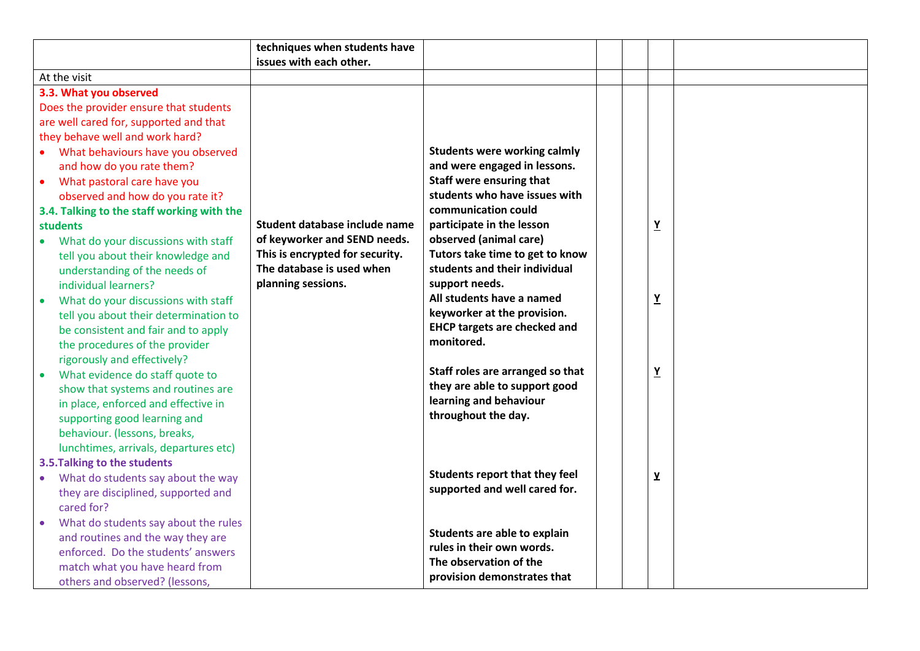| | | | | | | |
|---|---|---|---|---|---|---|
| | **techniques when students have issues with each other.** | | | | | |
| At the visit | | | | | | |
| **3.3. What you observed**<br>Does the provider ensure that students are well cared for, supported and that they behave well and work hard?<br>• What behaviours have you observed and how do you rate them?<br>• What pastoral care have you observed and how do you rate it?<br>**3.4. Talking to the staff working with the students**<br>• What do your discussions with staff tell you about their knowledge and understanding of the needs of individual learners?<br>• What do your discussions with staff tell you about their determination to be consistent and fair and to apply the procedures of the provider rigorously and effectively?<br>• What evidence do staff quote to show that systems and routines are in place, enforced and effective in supporting good learning and behaviour. (lessons, breaks, lunchtimes, arrivals, departures etc)<br>**3.5.Talking to the students**<br>• What do students say about the way they are disciplined, supported and cared for?<br>• What do students say about the rules and routines and the way they are enforced. Do the students' answers match what you have heard from others and observed? (lessons, | **Student database include name of keyworker and SEND needs. This is encrypted for security. The database is used when planning sessions.** | **Students were working calmly and were engaged in lessons. Staff were ensuring that students who have issues with communication could participate in the lesson observed (animal care)<br>Tutors take time to get to know students and their individual support needs.<br>All students have a named keyworker at the provision. EHCP targets are checked and monitored.<br><br>Staff roles are arranged so that they are able to support good learning and behaviour throughout the day.<br><br>Students report that they feel supported and well cared for.<br><br>Students are able to explain rules in their own words.<br>The observation of the provision demonstrates that** | | | **Y**<br><br>**Y**<br><br>**Y**<br><br>**y** | |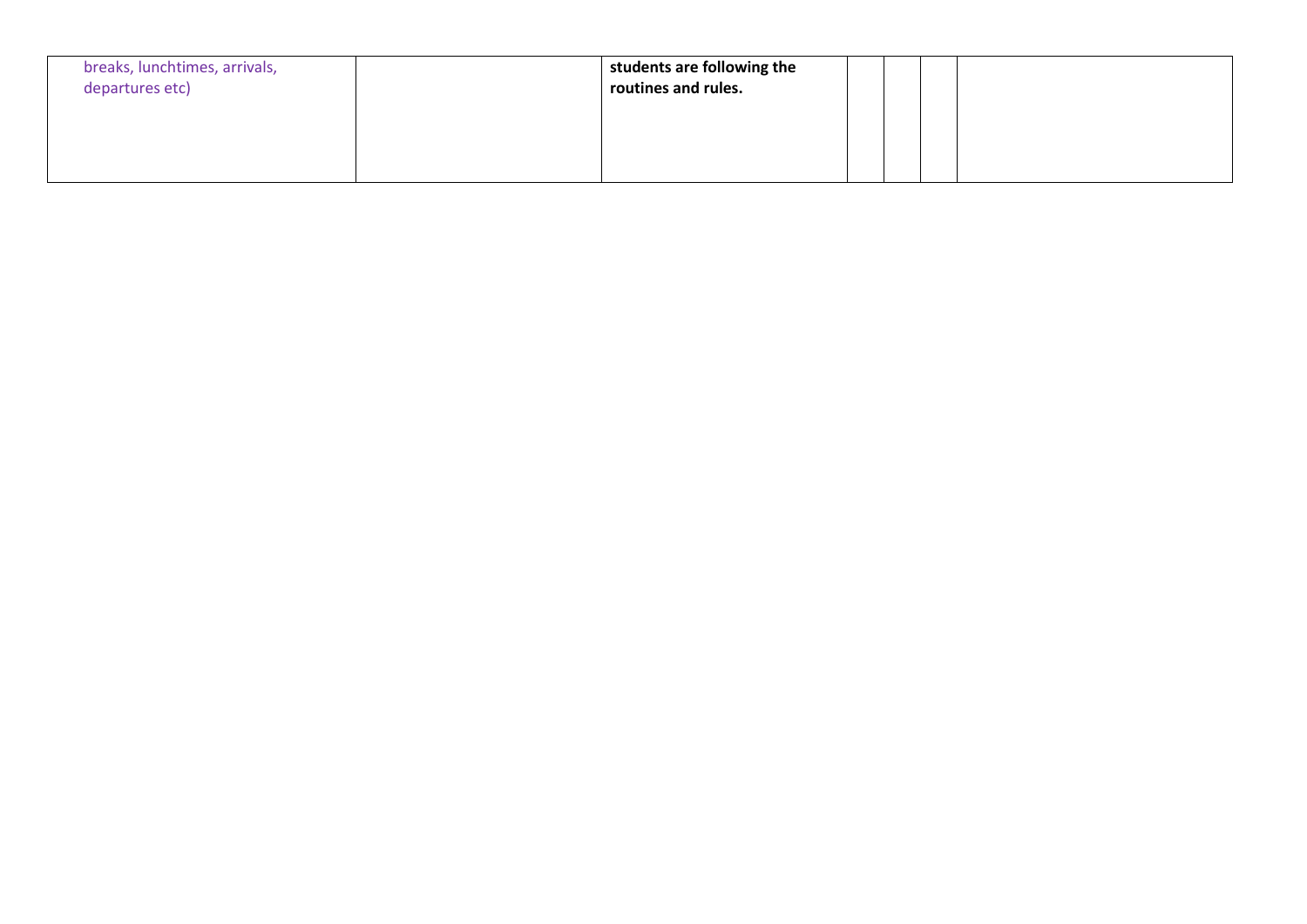| | | | | | | |
|---|---|---|---|---|---|---|
| breaks, lunchtimes, arrivals, departures etc) | | **students are following the routines and rules.** | | | | |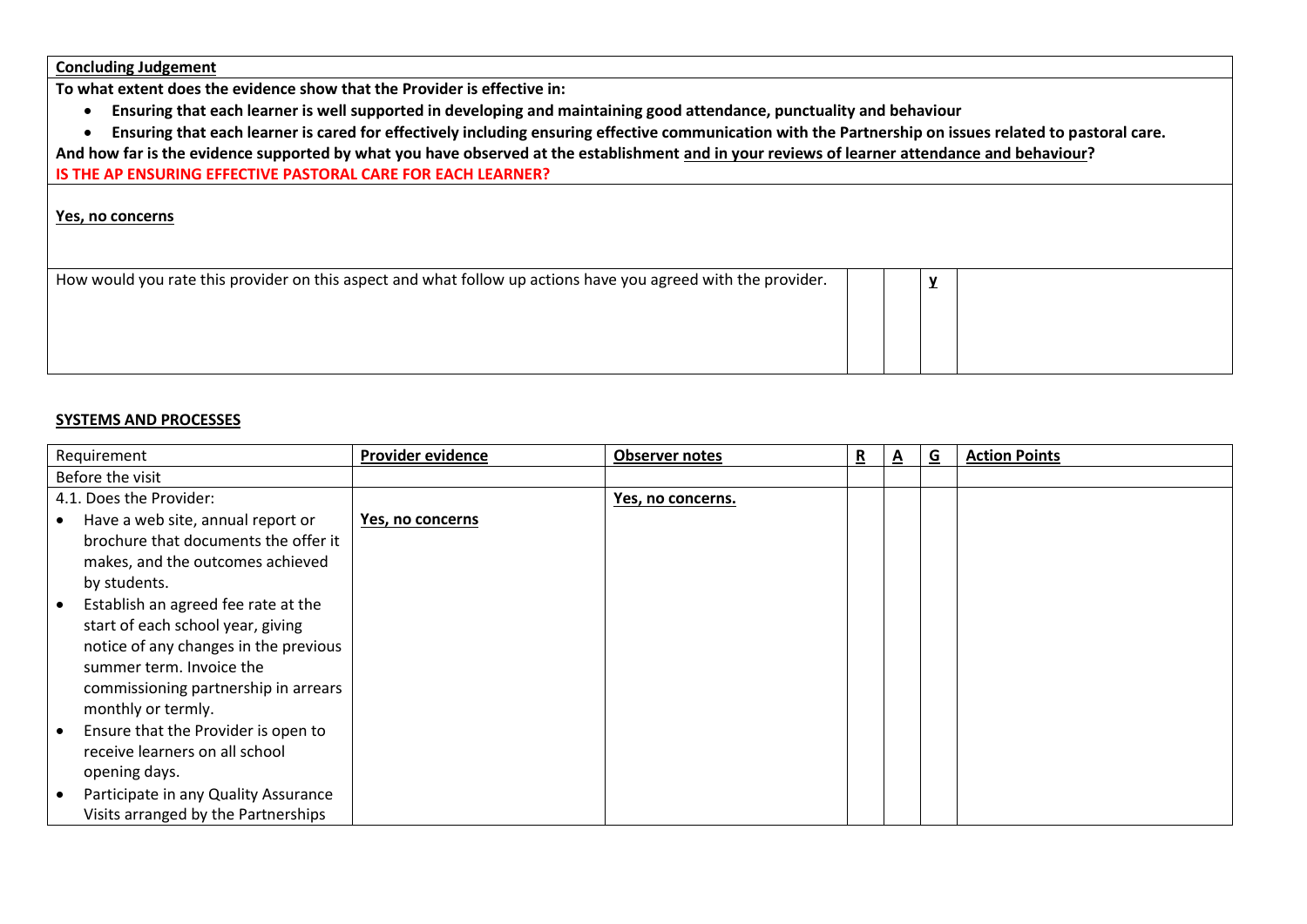| **Concluding Judgement** | | | | |
|---|---|---|---|---|
| **To what extent does the evidence show that the Provider is effective in:**<br>• **Ensuring that each learner is well supported in developing and maintaining good attendance, punctuality and behaviour**<br>• **Ensuring that each learner is cared for effectively including ensuring effective communication with the Partnership on issues related to pastoral care.**<br>**And how far is the evidence supported by what you have observed at the establishment and in your reviews of learner attendance and behaviour?**<br>**IS THE AP ENSURING EFFECTIVE PASTORAL CARE FOR EACH LEARNER?** | | | | |
| **Yes, no concerns** | | | | |
| How would you rate this provider on this aspect and what follow up actions have you agreed with the provider. | | | **y** | |

**SYSTEMS AND PROCESSES**

| Requirement | **Provider evidence** | **Observer notes** | **R** | **A** | **G** | **Action Points** |
|---|---|---|---|---|---|---|
| Before the visit | | | | | | |
| 4.1. Does the Provider:<br>• Have a web site, annual report or brochure that documents the offer it makes, and the outcomes achieved by students.<br>• Establish an agreed fee rate at the start of each school year, giving notice of any changes in the previous summer term. Invoice the commissioning partnership in arrears monthly or termly.<br>• Ensure that the Provider is open to receive learners on all school opening days.<br>• Participate in any Quality Assurance Visits arranged by the Partnerships | **Yes, no concerns** | **Yes, no concerns.** | | | | |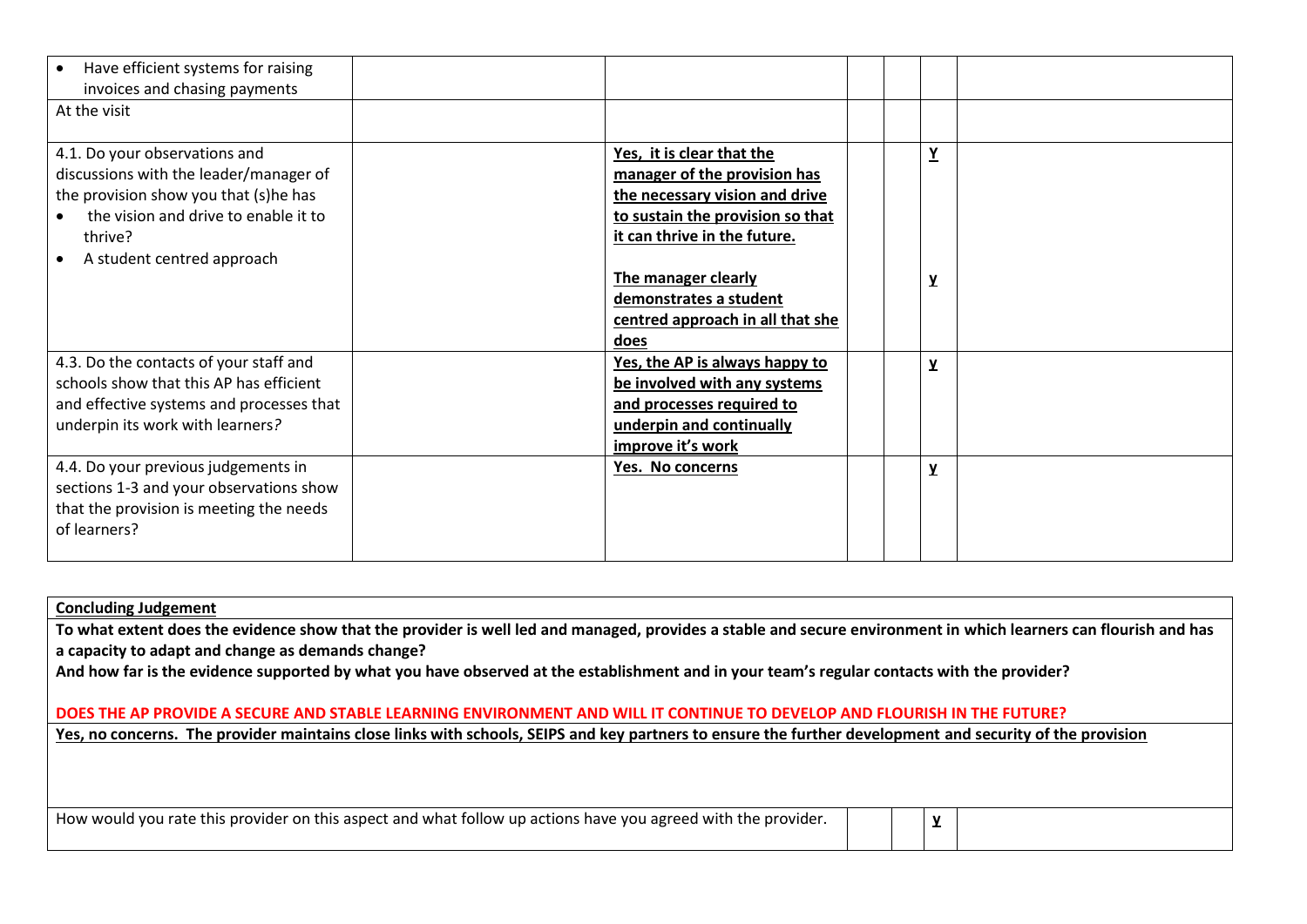| | | | | | | |
|---|---|---|---|---|---|---|
| • Have efficient systems for raising invoices and chasing payments | | | | | | |
| At the visit | | | | | | |
| 4.1. Do your observations and discussions with the leader/manager of the provision show you that (s)he has<br>• the vision and drive to enable it to thrive?<br>• A student centred approach | | **Yes, it is clear that the manager of the provision has the necessary vision and drive to sustain the provision so that it can thrive in the future.**<br><br>**The manager clearly demonstrates a student centred approach in all that she does** | | | **Y**<br><br>**y** | |
| 4.3. Do the contacts of your staff and schools show that this AP has efficient and effective systems and processes that underpin its work with learners? | | **Yes, the AP is always happy to be involved with any systems and processes required to underpin and continually improve it's work** | | | **y** | |
| 4.4. Do your previous judgements in sections 1-3 and your observations show that the provision is meeting the needs of learners? | | **Yes. No concerns** | | | **y** | |

**Concluding Judgement**

**To what extent does the evidence show that the provider is well led and managed, provides a stable and secure environment in which learners can flourish and has a capacity to adapt and change as demands change?**

**And how far is the evidence supported by what you have observed at the establishment and in your team's regular contacts with the provider?**

**DOES THE AP PROVIDE A SECURE AND STABLE LEARNING ENVIRONMENT AND WILL IT CONTINUE TO DEVELOP AND FLOURISH IN THE FUTURE?**

**Yes, no concerns. The provider maintains close links with schools, SEIPS and key partners to ensure the further development and security of the provision**

| | | | | |
|---|---|---|---|---|
| How would you rate this provider on this aspect and what follow up actions have you agreed with the provider. | | | **y** | |